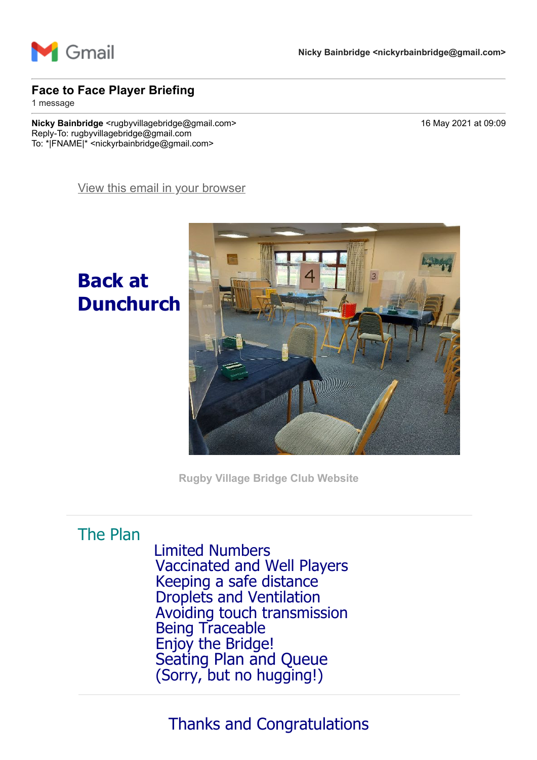Gmail

**Nicky Bainbridge <nickyrbainbridge@gmail.com>**

---

**Face to Face Player Briefing**

1 message

---

**Nicky Bainbridge** <rugbyvillagebridge@gmail.com>
Reply-To: rugbyvillagebridge@gmail.com
To: *|FNAME|* <nickyrbainbridge@gmail.com>

16 May 2021 at 09:09

View this email in your browser

# Back at Dunchurch

**Rugby Village Bridge Club Website**

---

## The Plan

- Limited Numbers
- Vaccinated and Well Players
- Keeping a safe distance
- Droplets and Ventilation
- Avoiding touch transmission
- Being Traceable
- Enjoy the Bridge!
- Seating Plan and Queue
- (Sorry, but no hugging!)

---

## Thanks and Congratulations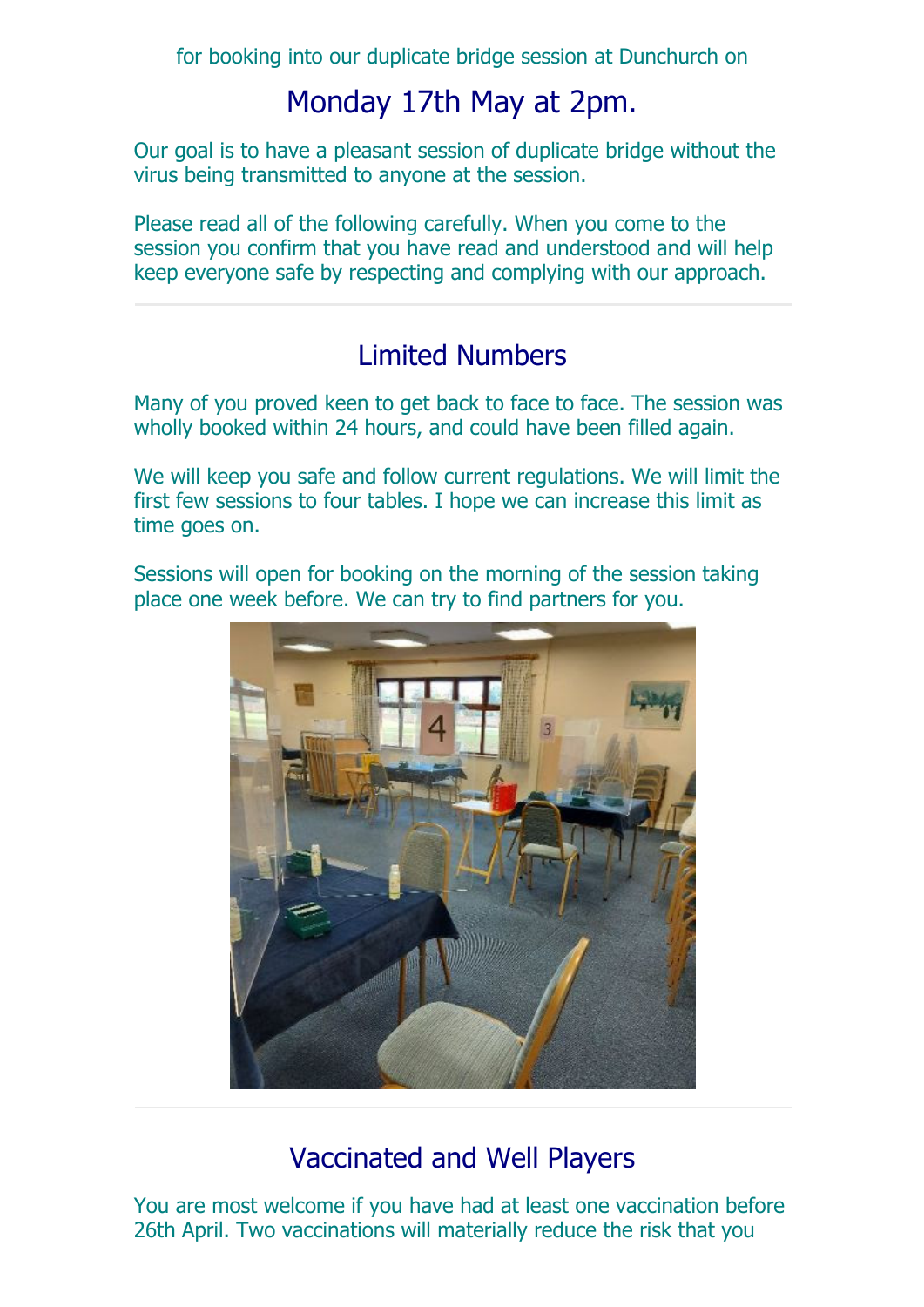for booking into our duplicate bridge session at Dunchurch on

## Monday 17th May at 2pm.

Our goal is to have a pleasant session of duplicate bridge without the virus being transmitted to anyone at the session.

Please read all of the following carefully. When you come to the session you confirm that you have read and understood and will help keep everyone safe by respecting and complying with our approach.

---

## Limited Numbers

Many of you proved keen to get back to face to face. The session was wholly booked within 24 hours, and could have been filled again.

We will keep you safe and follow current regulations. We will limit the first few sessions to four tables. I hope we can increase this limit as time goes on.

Sessions will open for booking on the morning of the session taking place one week before. We can try to find partners for you.

---

## Vaccinated and Well Players

You are most welcome if you have had at least one vaccination before 26th April. Two vaccinations will materially reduce the risk that you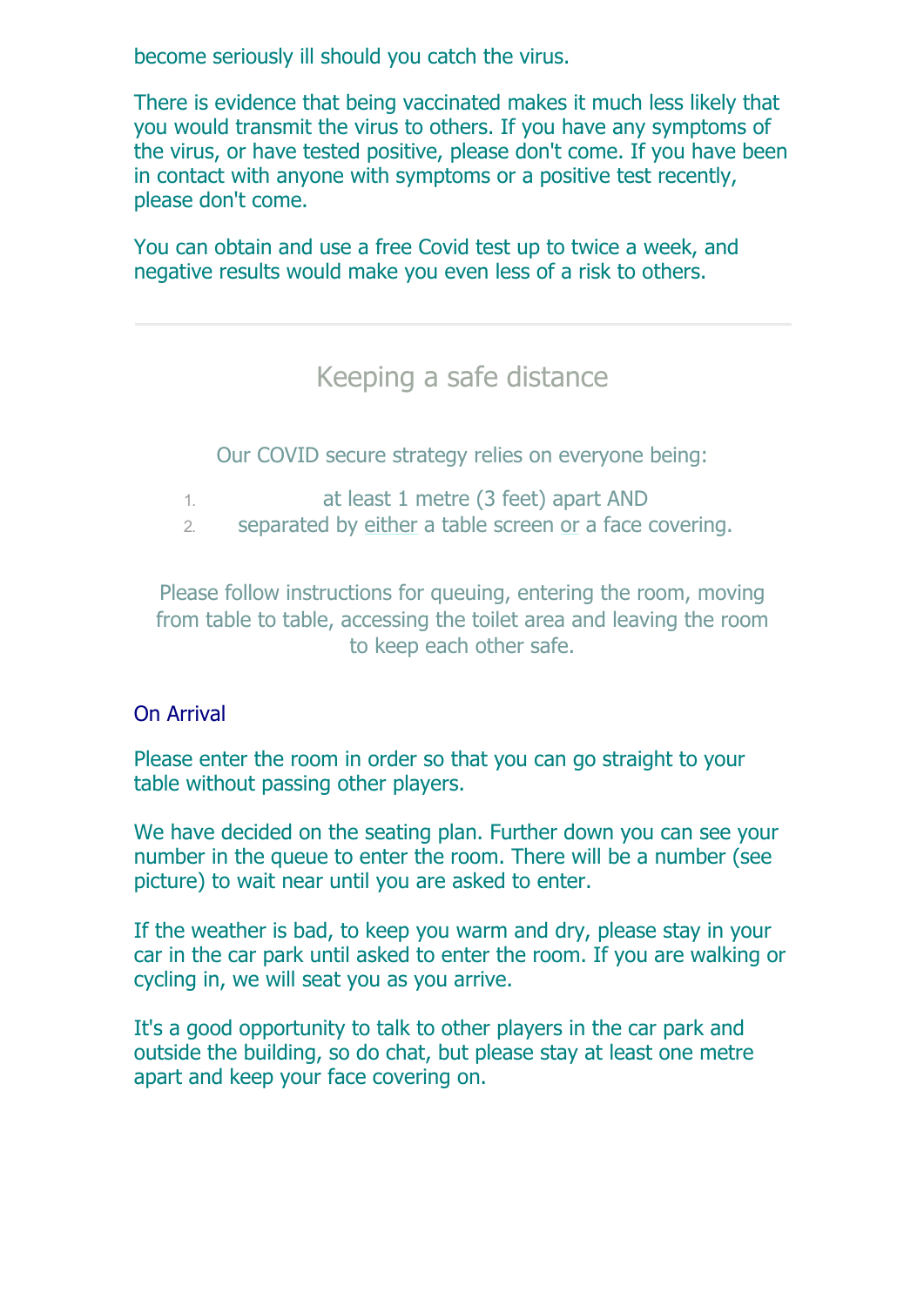become seriously ill should you catch the virus.

There is evidence that being vaccinated makes it much less likely that you would transmit the virus to others. If you have any symptoms of the virus, or have tested positive, please don't come. If you have been in contact with anyone with symptoms or a positive test recently, please don't come.

You can obtain and use a free Covid test up to twice a week, and negative results would make you even less of a risk to others.

---

## Keeping a safe distance

Our COVID secure strategy relies on everyone being:

1. at least 1 metre (3 feet) apart AND
2. separated by either a table screen or a face covering.

Please follow instructions for queuing, entering the room, moving from table to table, accessing the toilet area and leaving the room to keep each other safe.

### On Arrival

Please enter the room in order so that you can go straight to your table without passing other players.

We have decided on the seating plan. Further down you can see your number in the queue to enter the room. There will be a number (see picture) to wait near until you are asked to enter.

If the weather is bad, to keep you warm and dry, please stay in your car in the car park until asked to enter the room. If you are walking or cycling in, we will seat you as you arrive.

It's a good opportunity to talk to other players in the car park and outside the building, so do chat, but please stay at least one metre apart and keep your face covering on.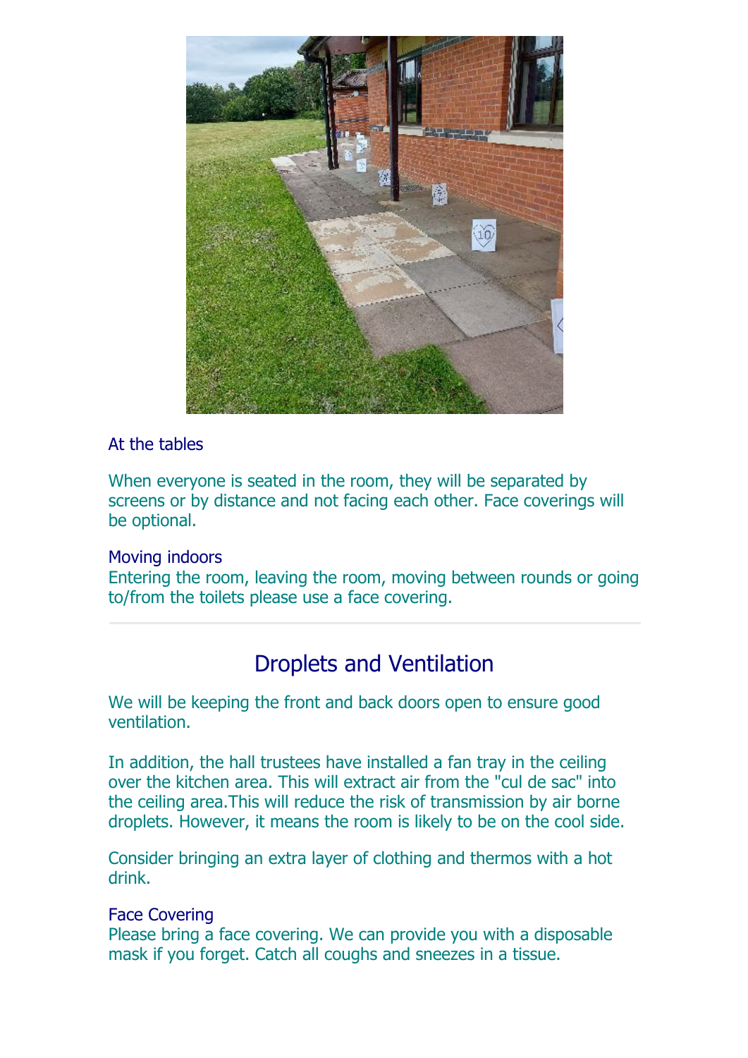### At the tables

When everyone is seated in the room, they will be separated by screens or by distance and not facing each other. Face coverings will be optional.

### Moving indoors

Entering the room, leaving the room, moving between rounds or going to/from the toilets please use a face covering.

---

## Droplets and Ventilation

We will be keeping the front and back doors open to ensure good ventilation.

In addition, the hall trustees have installed a fan tray in the ceiling over the kitchen area. This will extract air from the "cul de sac" into the ceiling area.This will reduce the risk of transmission by air borne droplets. However, it means the room is likely to be on the cool side.

Consider bringing an extra layer of clothing and thermos with a hot drink.

### Face Covering

Please bring a face covering. We can provide you with a disposable mask if you forget. Catch all coughs and sneezes in a tissue.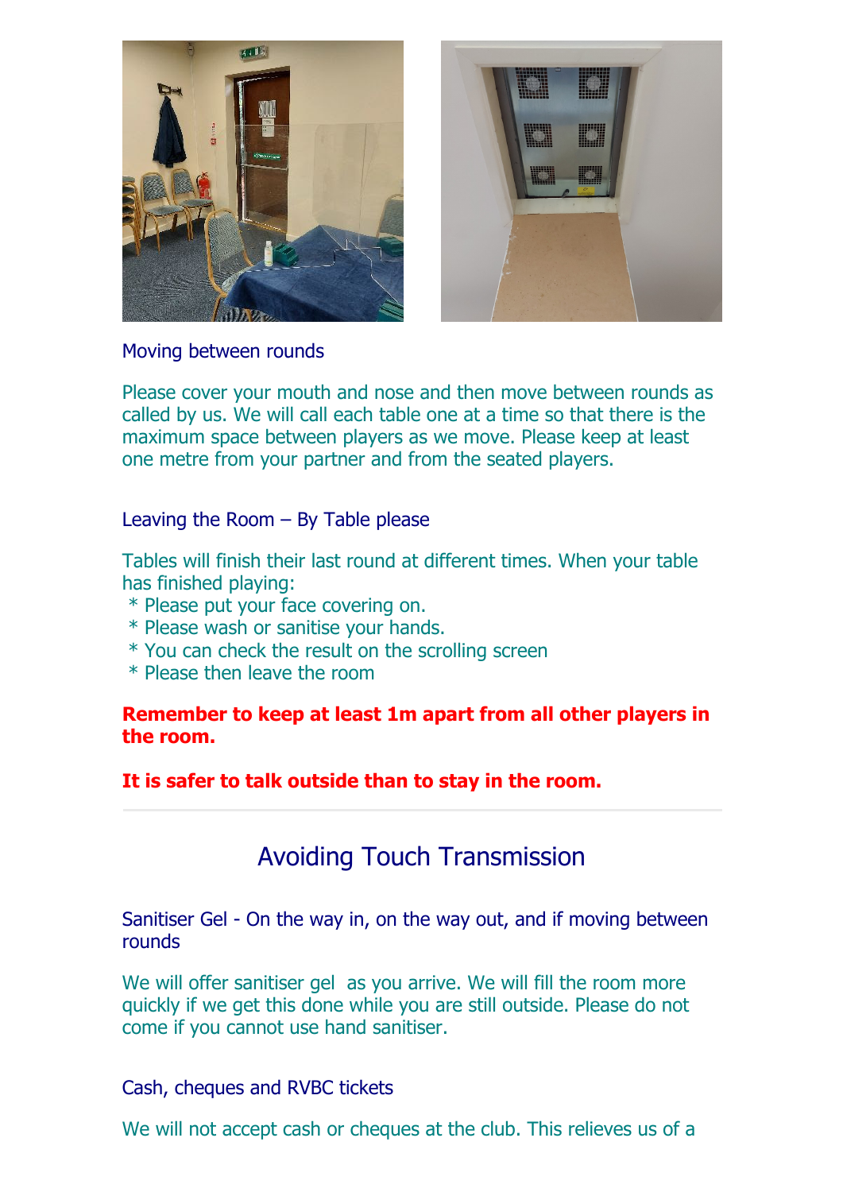Moving between rounds

Please cover your mouth and nose and then move between rounds as called by us. We will call each table one at a time so that there is the maximum space between players as we move. Please keep at least one metre from your partner and from the seated players.

Leaving the Room – By Table please

Tables will finish their last round at different times. When your table has finished playing:

* Please put your face covering on.
* Please wash or sanitise your hands.
* You can check the result on the scrolling screen
* Please then leave the room

**Remember to keep at least 1m apart from all other players in the room.**

**It is safer to talk outside than to stay in the room.**

---

## Avoiding Touch Transmission

Sanitiser Gel - On the way in, on the way out, and if moving between rounds

We will offer sanitiser gel as you arrive. We will fill the room more quickly if we get this done while you are still outside. Please do not come if you cannot use hand sanitiser.

Cash, cheques and RVBC tickets

We will not accept cash or cheques at the club. This relieves us of a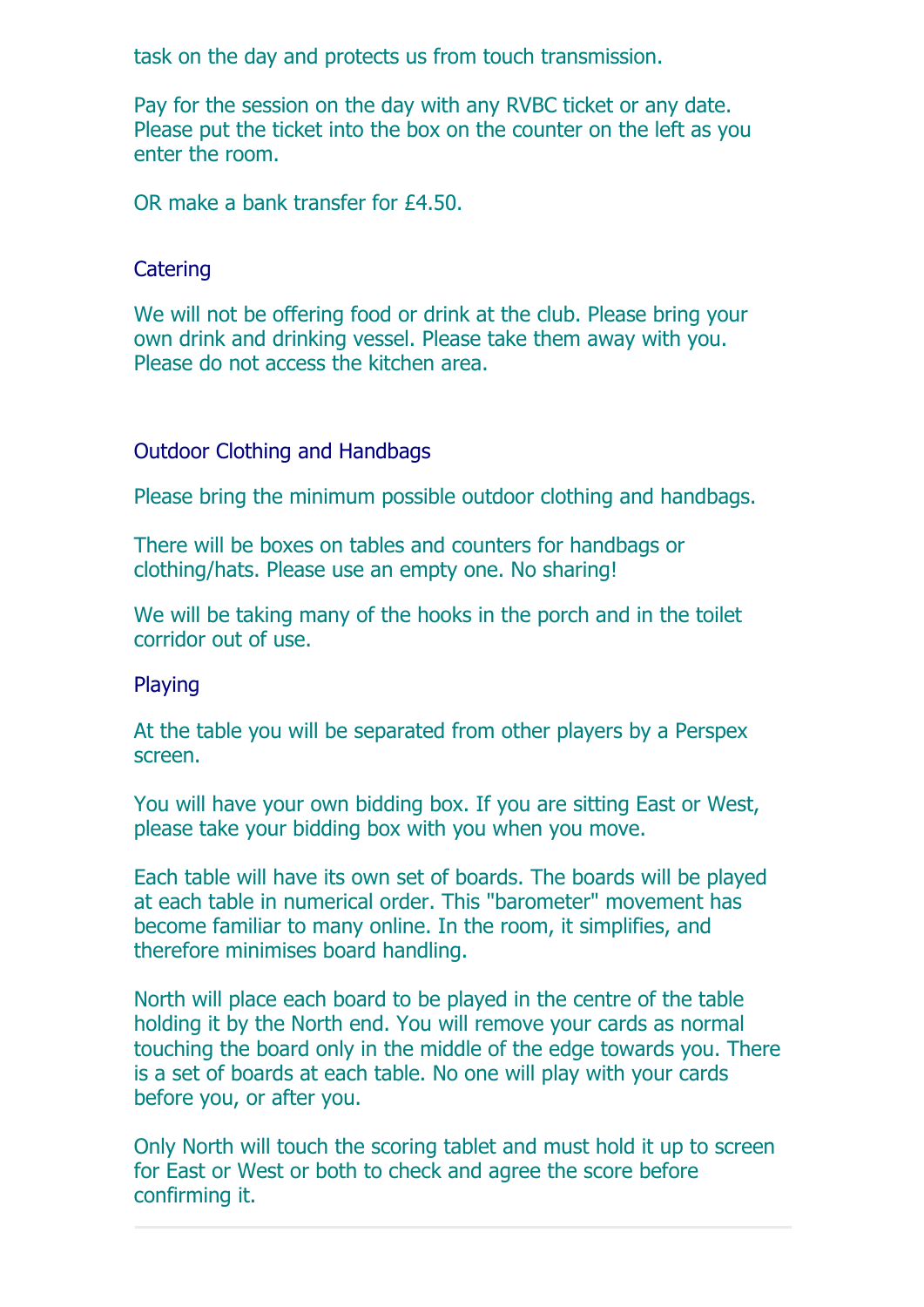task on the day and protects us from touch transmission.

Pay for the session on the day with any RVBC ticket or any date. Please put the ticket into the box on the counter on the left as you enter the room.

OR make a bank transfer for £4.50.

## Catering

We will not be offering food or drink at the club. Please bring your own drink and drinking vessel. Please take them away with you. Please do not access the kitchen area.

## Outdoor Clothing and Handbags

Please bring the minimum possible outdoor clothing and handbags.

There will be boxes on tables and counters for handbags or clothing/hats. Please use an empty one. No sharing!

We will be taking many of the hooks in the porch and in the toilet corridor out of use.

## Playing

At the table you will be separated from other players by a Perspex screen.

You will have your own bidding box. If you are sitting East or West, please take your bidding box with you when you move.

Each table will have its own set of boards. The boards will be played at each table in numerical order. This "barometer" movement has become familiar to many online. In the room, it simplifies, and therefore minimises board handling.

North will place each board to be played in the centre of the table holding it by the North end. You will remove your cards as normal touching the board only in the middle of the edge towards you. There is a set of boards at each table. No one will play with your cards before you, or after you.

Only North will touch the scoring tablet and must hold it up to screen for East or West or both to check and agree the score before confirming it.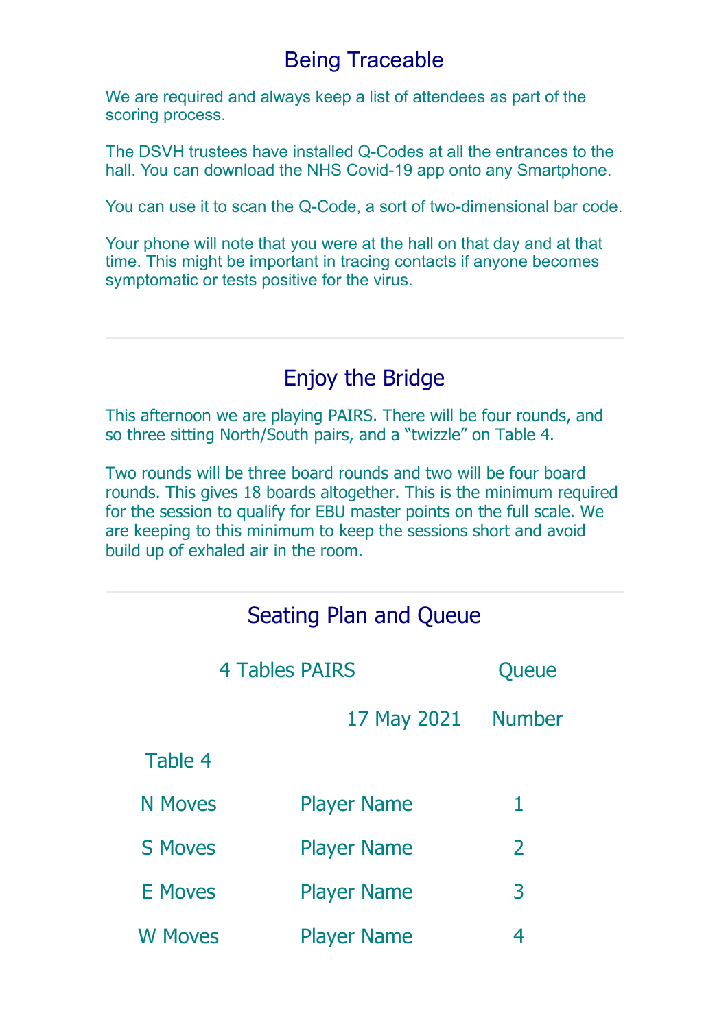## Being Traceable

We are required and always keep a list of attendees as part of the scoring process.

The DSVH trustees have installed Q-Codes at all the entrances to the hall. You can download the NHS Covid-19 app onto any Smartphone.

You can use it to scan the Q-Code, a sort of two-dimensional bar code.

Your phone will note that you were at the hall on that day and at that time. This might be important in tracing contacts if anyone becomes symptomatic or tests positive for the virus.

---

## Enjoy the Bridge

This afternoon we are playing PAIRS. There will be four rounds, and so three sitting North/South pairs, and a “twizzle” on Table 4.

Two rounds will be three board rounds and two will be four board rounds. This gives 18 boards altogether. This is the minimum required for the session to qualify for EBU master points on the full scale. We are keeping to this minimum to keep the sessions short and avoid build up of exhaled air in the room.

---

## Seating Plan and Queue

| 4 Tables PAIRS | | Queue |
|---|---|---|
| | 17 May 2021 | Number |
| Table 4 | | |
| N Moves | Player Name | 1 |
| S Moves | Player Name | 2 |
| E Moves | Player Name | 3 |
| W Moves | Player Name | 4 |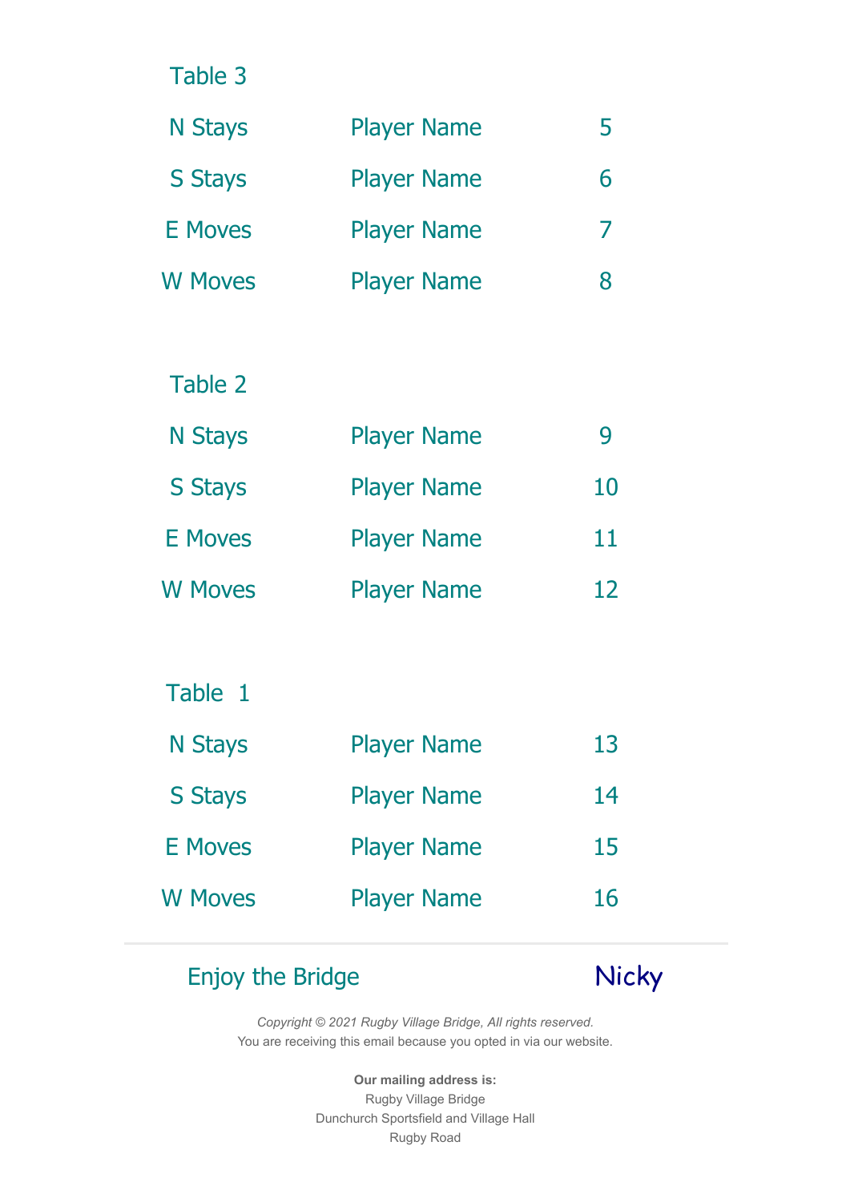Table 3

| N Stays | Player Name | 5 |
|---|---|---|
| S Stays | Player Name | 6 |
| E Moves | Player Name | 7 |
| W Moves | Player Name | 8 |

Table 2

| N Stays | Player Name | 9 |
|---|---|---|
| S Stays | Player Name | 10 |
| E Moves | Player Name | 11 |
| W Moves | Player Name | 12 |

Table 1

| N Stays | Player Name | 13 |
|---|---|---|
| S Stays | Player Name | 14 |
| E Moves | Player Name | 15 |
| W Moves | Player Name | 16 |

---

Enjoy the Bridge

Nicky

*Copyright © 2021 Rugby Village Bridge, All rights reserved.*
You are receiving this email because you opted in via our website.

**Our mailing address is:**
Rugby Village Bridge
Dunchurch Sportsfield and Village Hall
Rugby Road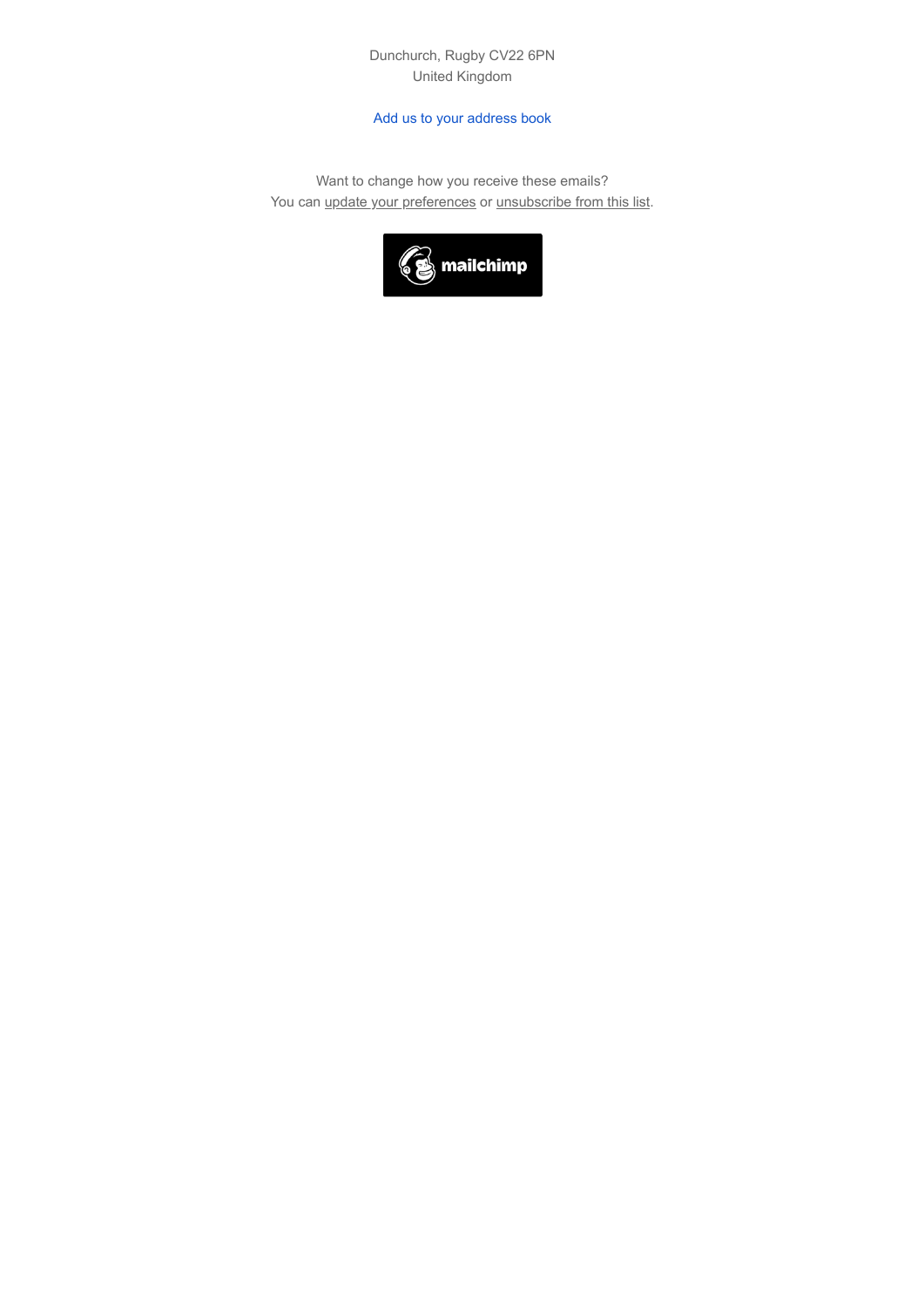Dunchurch, Rugby CV22 6PN
United Kingdom

Add us to your address book

Want to change how you receive these emails?
You can update your preferences or unsubscribe from this list.